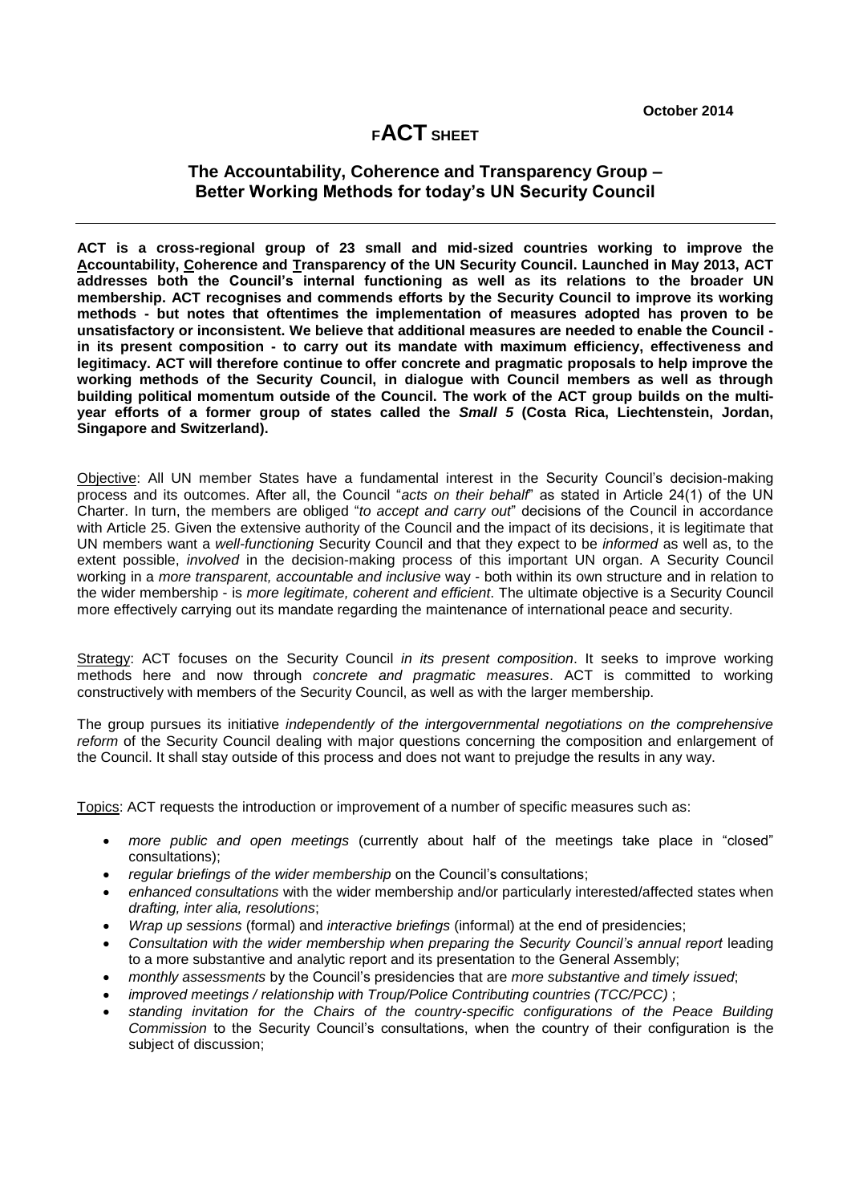October 2014

# FACT SHEET

## The Accountability, Coherence and Transparency Group – Better Working Methods for today's UN Security Council

---

**ACT is a cross-regional group of 23 small and mid-sized countries working to improve the Accountability, Coherence and Transparency of the UN Security Council. Launched in May 2013, ACT addresses both the Council's internal functioning as well as its relations to the broader UN membership. ACT recognises and commends efforts by the Security Council to improve its working methods - but notes that oftentimes the implementation of measures adopted has proven to be unsatisfactory or inconsistent. We believe that additional measures are needed to enable the Council - in its present composition - to carry out its mandate with maximum efficiency, effectiveness and legitimacy. ACT will therefore continue to offer concrete and pragmatic proposals to help improve the working methods of the Security Council, in dialogue with Council members as well as through building political momentum outside of the Council. The work of the ACT group builds on the multi-year efforts of a former group of states called the *Small 5* (Costa Rica, Liechtenstein, Jordan, Singapore and Switzerland).**

Objective: All UN member States have a fundamental interest in the Security Council's decision-making process and its outcomes. After all, the Council "*acts on their behalf*" as stated in Article 24(1) of the UN Charter. In turn, the members are obliged "*to accept and carry out*" decisions of the Council in accordance with Article 25. Given the extensive authority of the Council and the impact of its decisions, it is legitimate that UN members want a *well-functioning* Security Council and that they expect to be *informed* as well as, to the extent possible, *involved* in the decision-making process of this important UN organ. A Security Council working in a *more transparent, accountable and inclusive* way - both within its own structure and in relation to the wider membership - is *more legitimate, coherent and efficient*. The ultimate objective is a Security Council more effectively carrying out its mandate regarding the maintenance of international peace and security.

Strategy: ACT focuses on the Security Council *in its present composition*. It seeks to improve working methods here and now through *concrete and pragmatic measures*. ACT is committed to working constructively with members of the Security Council, as well as with the larger membership.

The group pursues its initiative *independently of the intergovernmental negotiations on the comprehensive reform* of the Security Council dealing with major questions concerning the composition and enlargement of the Council. It shall stay outside of this process and does not want to prejudge the results in any way.

Topics: ACT requests the introduction or improvement of a number of specific measures such as:

- *more public and open meetings* (currently about half of the meetings take place in "closed" consultations);
- *regular briefings of the wider membership* on the Council's consultations;
- *enhanced consultations* with the wider membership and/or particularly interested/affected states when *drafting, inter alia, resolutions*;
- *Wrap up sessions* (formal) and *interactive briefings* (informal) at the end of presidencies;
- *Consultation with the wider membership when preparing the Security Council's annual report* leading to a more substantive and analytic report and its presentation to the General Assembly;
- *monthly assessments* by the Council's presidencies that are *more substantive and timely issued*;
- *improved meetings / relationship with Troup/Police Contributing countries (TCC/PCC)* ;
- *standing invitation for the Chairs of the country-specific configurations of the Peace Building Commission* to the Security Council's consultations, when the country of their configuration is the subject of discussion;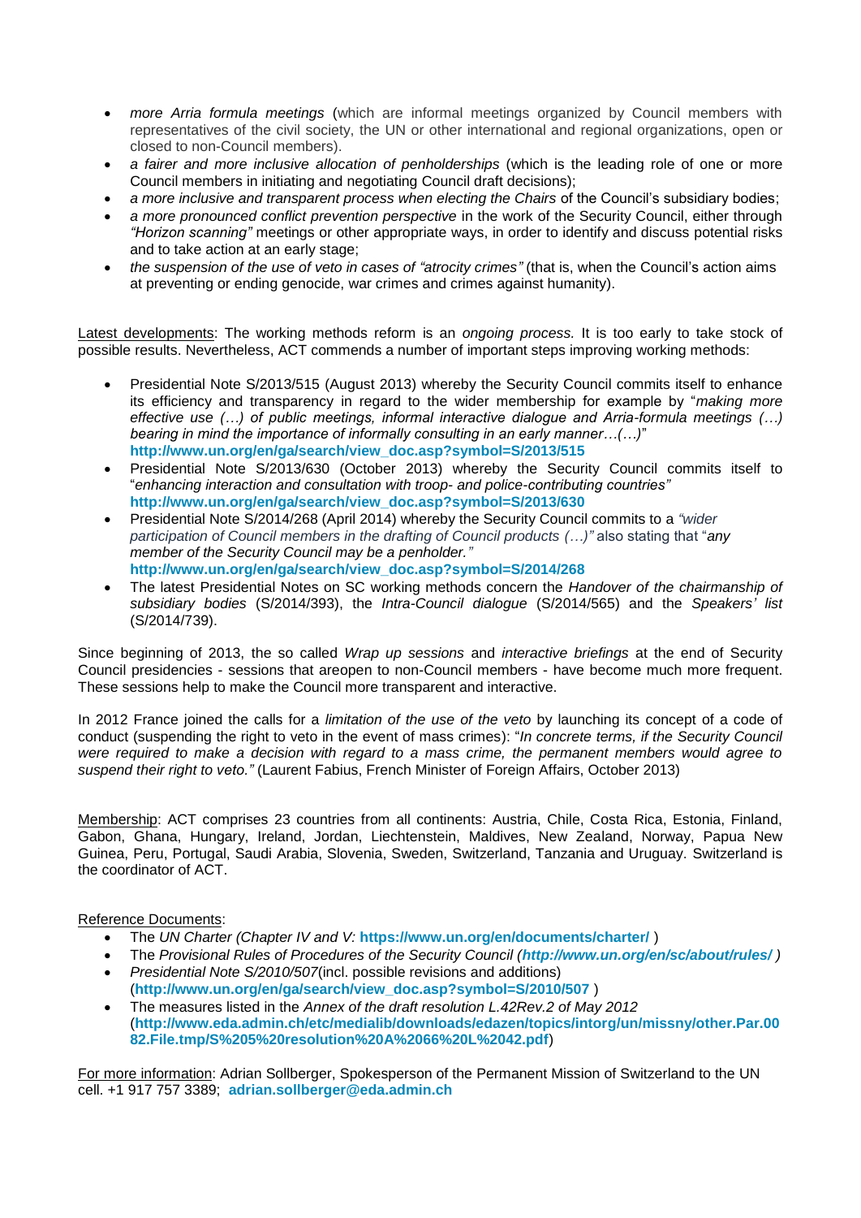- *more Arria formula meetings* (which are informal meetings organized by Council members with representatives of the civil society, the UN or other international and regional organizations, open or closed to non-Council members).
- *a fairer and more inclusive allocation of penholderships* (which is the leading role of one or more Council members in initiating and negotiating Council draft decisions);
- *a more inclusive and transparent process when electing the Chairs* of the Council's subsidiary bodies;
- *a more pronounced conflict prevention perspective* in the work of the Security Council, either through *"Horizon scanning"* meetings or other appropriate ways, in order to identify and discuss potential risks and to take action at an early stage;
- *the suspension of the use of veto in cases of "atrocity crimes"* (that is, when the Council's action aims at preventing or ending genocide, war crimes and crimes against humanity).

Latest developments: The working methods reform is an *ongoing process.* It is too early to take stock of possible results. Nevertheless, ACT commends a number of important steps improving working methods:

- Presidential Note S/2013/515 (August 2013) whereby the Security Council commits itself to enhance its efficiency and transparency in regard to the wider membership for example by "*making more effective use (…) of public meetings, informal interactive dialogue and Arria-formula meetings (…) bearing in mind the importance of informally consulting in an early manner…(…)*" **http://www.un.org/en/ga/search/view_doc.asp?symbol=S/2013/515**
- Presidential Note S/2013/630 (October 2013) whereby the Security Council commits itself to "*enhancing interaction and consultation with troop- and police-contributing countries"* **http://www.un.org/en/ga/search/view_doc.asp?symbol=S/2013/630**
- Presidential Note S/2014/268 (April 2014) whereby the Security Council commits to a *"wider participation of Council members in the drafting of Council products (…)"* also stating that "*any member of the Security Council may be a penholder."* **http://www.un.org/en/ga/search/view_doc.asp?symbol=S/2014/268**
- The latest Presidential Notes on SC working methods concern the *Handover of the chairmanship of subsidiary bodies* (S/2014/393), the *Intra-Council dialogue* (S/2014/565) and the *Speakers' list* (S/2014/739).

Since beginning of 2013, the so called *Wrap up sessions* and *interactive briefings* at the end of Security Council presidencies - sessions that areopen to non-Council members - have become much more frequent. These sessions help to make the Council more transparent and interactive.

In 2012 France joined the calls for a *limitation of the use of the veto* by launching its concept of a code of conduct (suspending the right to veto in the event of mass crimes): "*In concrete terms, if the Security Council were required to make a decision with regard to a mass crime, the permanent members would agree to suspend their right to veto."* (Laurent Fabius, French Minister of Foreign Affairs, October 2013)

Membership: ACT comprises 23 countries from all continents: Austria, Chile, Costa Rica, Estonia, Finland, Gabon, Ghana, Hungary, Ireland, Jordan, Liechtenstein, Maldives, New Zealand, Norway, Papua New Guinea, Peru, Portugal, Saudi Arabia, Slovenia, Sweden, Switzerland, Tanzania and Uruguay. Switzerland is the coordinator of ACT.

Reference Documents:

- The *UN Charter (Chapter IV and V:* **https://www.un.org/en/documents/charter/** )
- The *Provisional Rules of Procedures of the Security Council (**http://www.un.org/en/sc/about/rules/** )*
- *Presidential Note S/2010/507*(incl. possible revisions and additions) (**http://www.un.org/en/ga/search/view_doc.asp?symbol=S/2010/507** )
- The measures listed in the *Annex of the draft resolution L.42Rev.2 of May 2012* (**http://www.eda.admin.ch/etc/medialib/downloads/edazen/topics/intorg/un/missny/other.Par.0082.File.tmp/S%205%20resolution%20A%2066%20L%2042.pdf**)

For more information: Adrian Sollberger, Spokesperson of the Permanent Mission of Switzerland to the UN cell. +1 917 757 3389; **adrian.sollberger@eda.admin.ch**